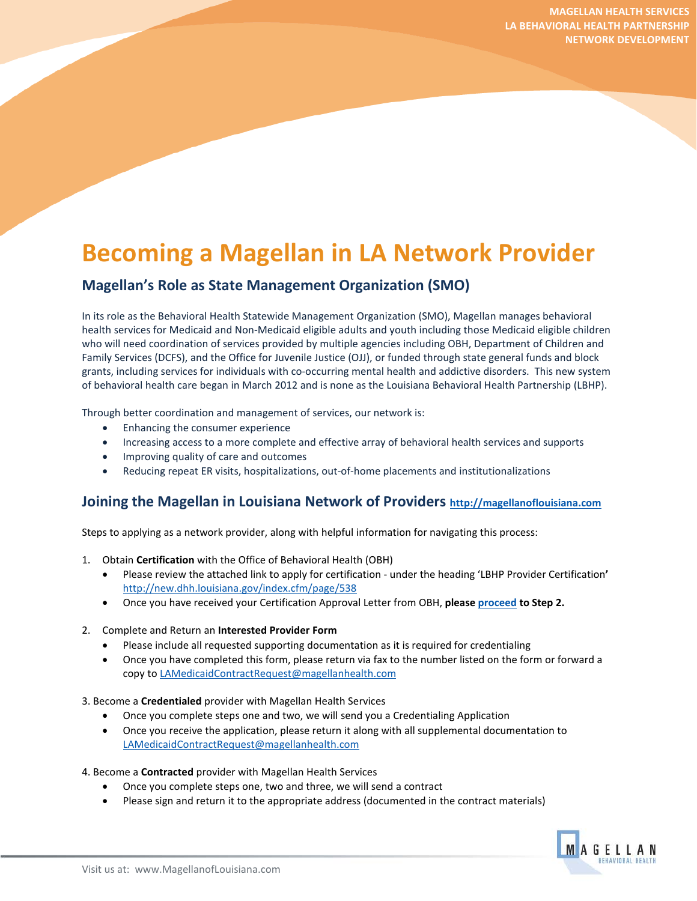MAGELLAN HEALTH SERVICES
LA BEHAVIORAL HEALTH PARTNERSHIP
NETWORK DEVELOPMENT

# Becoming a Magellan in LA Network Provider

## Magellan's Role as State Management Organization (SMO)

In its role as the Behavioral Health Statewide Management Organization (SMO), Magellan manages behavioral health services for Medicaid and Non-Medicaid eligible adults and youth including those Medicaid eligible children who will need coordination of services provided by multiple agencies including OBH, Department of Children and Family Services (DCFS), and the Office for Juvenile Justice (OJJ), or funded through state general funds and block grants, including services for individuals with co-occurring mental health and addictive disorders. This new system of behavioral health care began in March 2012 and is none as the Louisiana Behavioral Health Partnership (LBHP).

Through better coordination and management of services, our network is:

- Enhancing the consumer experience
- Increasing access to a more complete and effective array of behavioral health services and supports
- Improving quality of care and outcomes
- Reducing repeat ER visits, hospitalizations, out-of-home placements and institutionalizations

## Joining the Magellan in Louisiana Network of Providers http://magellanoflouisiana.com

Steps to applying as a network provider, along with helpful information for navigating this process:

1. Obtain **Certification** with the Office of Behavioral Health (OBH)
   - Please review the attached link to apply for certification - under the heading 'LBHP Provider Certification' http://new.dhh.louisiana.gov/index.cfm/page/538
   - Once you have received your Certification Approval Letter from OBH, **please proceed to Step 2.**

2. Complete and Return an **Interested Provider Form**
   - Please include all requested supporting documentation as it is required for credentialing
   - Once you have completed this form, please return via fax to the number listed on the form or forward a copy to LAMedicaidContractRequest@magellanhealth.com

3. Become a **Credentialed** provider with Magellan Health Services
   - Once you complete steps one and two, we will send you a Credentialing Application
   - Once you receive the application, please return it along with all supplemental documentation to LAMedicaidContractRequest@magellanhealth.com

4. Become a **Contracted** provider with Magellan Health Services
   - Once you complete steps one, two and three, we will send a contract
   - Please sign and return it to the appropriate address (documented in the contract materials)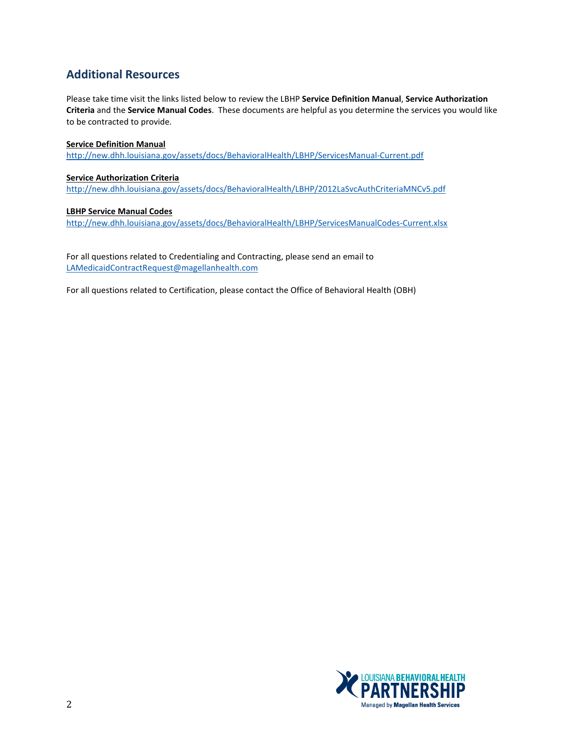## Additional Resources

Please take time visit the links listed below to review the LBHP **Service Definition Manual**, **Service Authorization Criteria** and the **Service Manual Codes**. These documents are helpful as you determine the services you would like to be contracted to provide.

**Service Definition Manual**
http://new.dhh.louisiana.gov/assets/docs/BehavioralHealth/LBHP/ServicesManual-Current.pdf

**Service Authorization Criteria**
http://new.dhh.louisiana.gov/assets/docs/BehavioralHealth/LBHP/2012LaSvcAuthCriteriaMNCv5.pdf

**LBHP Service Manual Codes**
http://new.dhh.louisiana.gov/assets/docs/BehavioralHealth/LBHP/ServicesManualCodes-Current.xlsx

For all questions related to Credentialing and Contracting, please send an email to LAMedicaidContractRequest@magellanhealth.com

For all questions related to Certification, please contact the Office of Behavioral Health (OBH)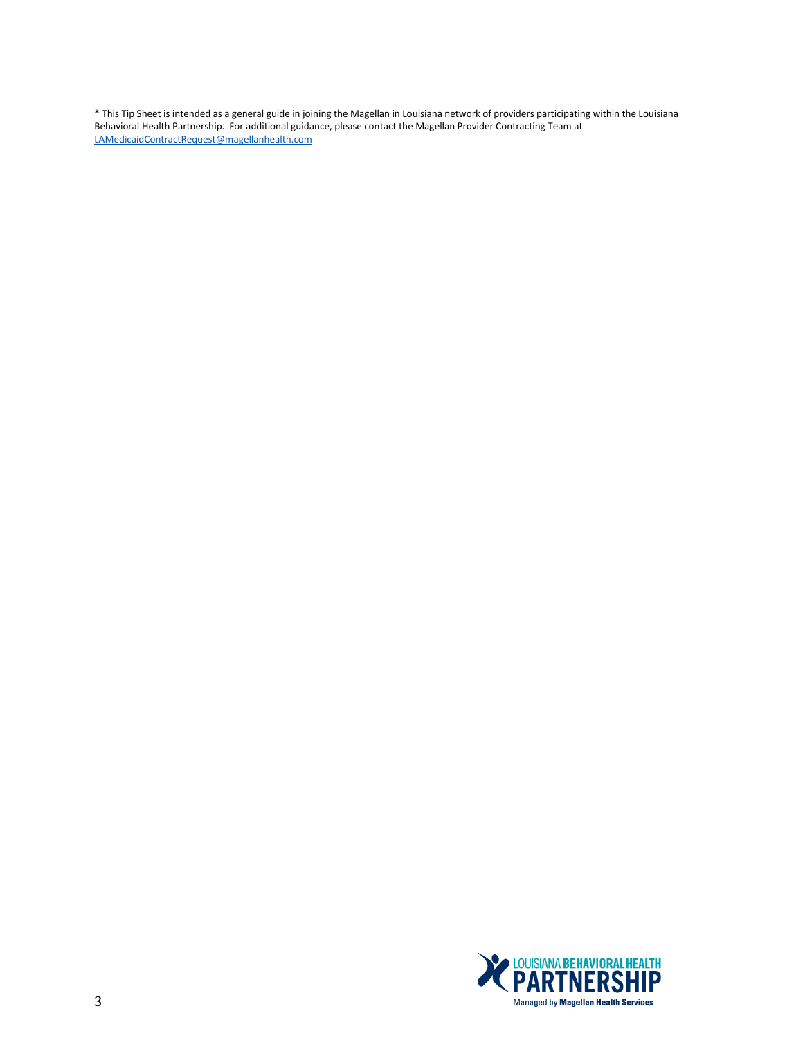* This Tip Sheet is intended as a general guide in joining the Magellan in Louisiana network of providers participating within the Louisiana Behavioral Health Partnership. For additional guidance, please contact the Magellan Provider Contracting Team at [LAMedicaidContractRequest@magellanhealth.com](mailto:LAMedicaidContractRequest@magellanhealth.com)

LOUISIANA BEHAVIORAL HEALTH PARTNERSHIP
Managed by Magellan Health Services